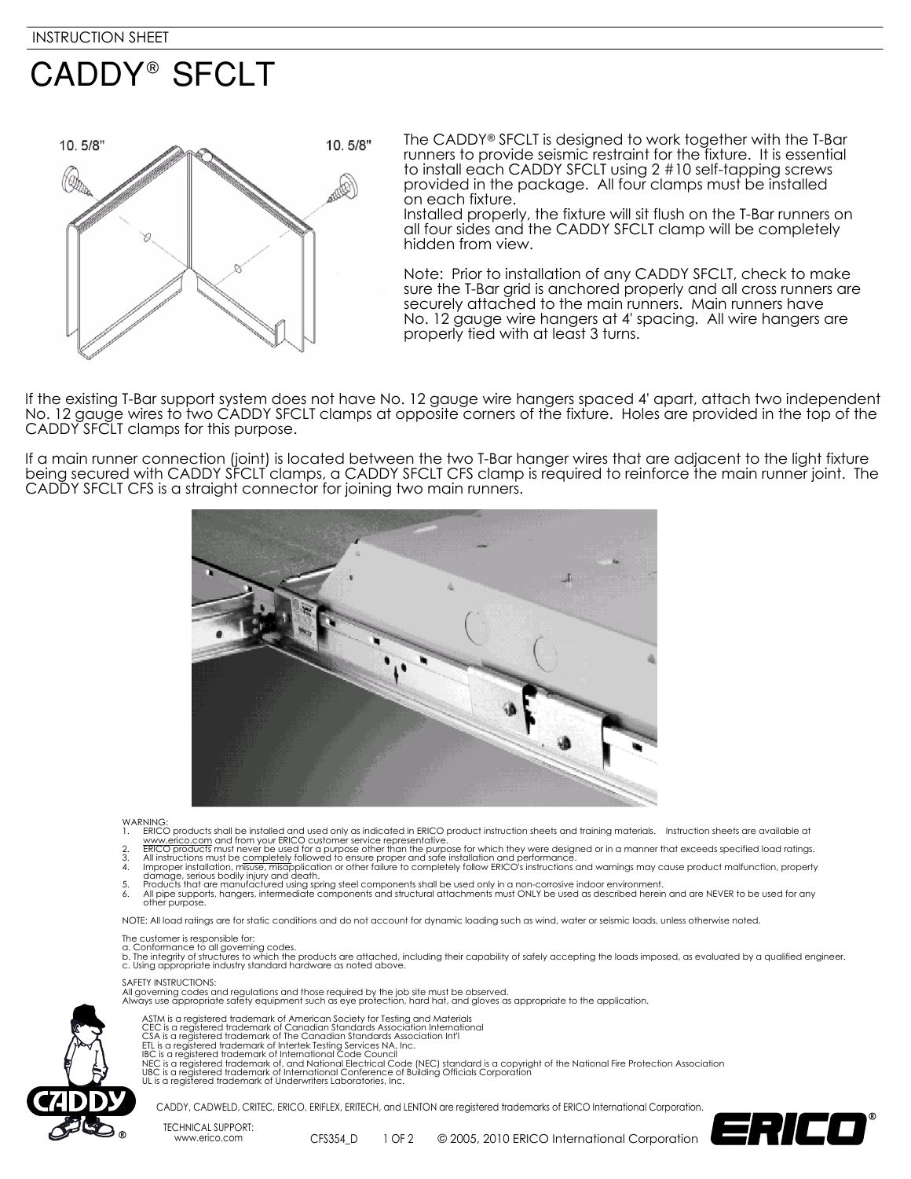INSTRUCTION SHEET

# CADDY® SFCLT

The CADDY® SFCLT is designed to work together with the T-Bar runners to provide seismic restraint for the fixture. It is essential to install each CADDY SFCLT using 2 #10 self-tapping screws provided in the package. All four clamps must be installed on each fixture.
Installed properly, the fixture will sit flush on the T-Bar runners on all four sides and the CADDY SFCLT clamp will be completely hidden from view.

Note: Prior to installation of any CADDY SFCLT, check to make sure the T-Bar grid is anchored properly and all cross runners are securely attached to the main runners. Main runners have No. 12 gauge wire hangers at 4' spacing. All wire hangers are properly tied with at least 3 turns.

If the existing T-Bar support system does not have No. 12 gauge wire hangers spaced 4' apart, attach two independent No. 12 gauge wires to two CADDY SFCLT clamps at opposite corners of the fixture. Holes are provided in the top of the CADDY SFCLT clamps for this purpose.

If a main runner connection (joint) is located between the two T-Bar hanger wires that are adjacent to the light fixture being secured with CADDY SFCLT clamps, a CADDY SFCLT CFS clamp is required to reinforce the main runner joint. The CADDY SFCLT CFS is a straight connector for joining two main runners.

WARNING:
1. ERICO products shall be installed and used only as indicated in ERICO product instruction sheets and training materials. Instruction sheets are available at www.erico.com and from your ERICO customer service representative.
2. ERICO products must never be used for a purpose other than the purpose for which they were designed or in a manner that exceeds specified load ratings.
3. All instructions must be completely followed to ensure proper and safe installation and performance.
4. Improper installation, misuse, misapplication or other failure to completely follow ERICO's instructions and warnings may cause product malfunction, property damage, serious bodily injury and death.
5. Products that are manufactured using spring steel components shall be used only in a non-corrosive indoor environment.
6. All pipe supports, hangers, intermediate components and structural attachments must ONLY be used as described herein and are NEVER to be used for any other purpose.

NOTE: All load ratings are for static conditions and do not account for dynamic loading such as wind, water or seismic loads, unless otherwise noted.

The customer is responsible for:
a. Conformance to all governing codes.
b. The integrity of structures to which the products are attached, including their capability of safely accepting the loads imposed, as evaluated by a qualified engineer.
c. Using appropriate industry standard hardware as noted above.

SAFETY INSTRUCTIONS:
All governing codes and regulations and those required by the job site must be observed.
Always use appropriate safety equipment such as eye protection, hard hat, and gloves as appropriate to the application.

ASTM is a registered trademark of American Society for Testing and Materials
CEC is a registered trademark of Canadian Standards Association International
CSA is a registered trademark of The Canadian Standards Association Int'l
ETL is a registered trademark of Intertek Testing Services NA, Inc.
IBC is a registered trademark of International Code Council
NEC is a registered trademark of, and National Electrical Code (NEC) standard is a copyright of the National Fire Protection Association
UBC is a registered trademark of International Conference of Building Officials Corporation
UL is a registered trademark of Underwriters Laboratories, Inc.

CADDY, CADWELD, CRITEC, ERICO, ERIFLEX, ERITECH, and LENTON are registered trademarks of ERICO International Corporation.

TECHNICAL SUPPORT:
www.erico.com

CFS354_D © 2005, 2010 ERICO International Corporation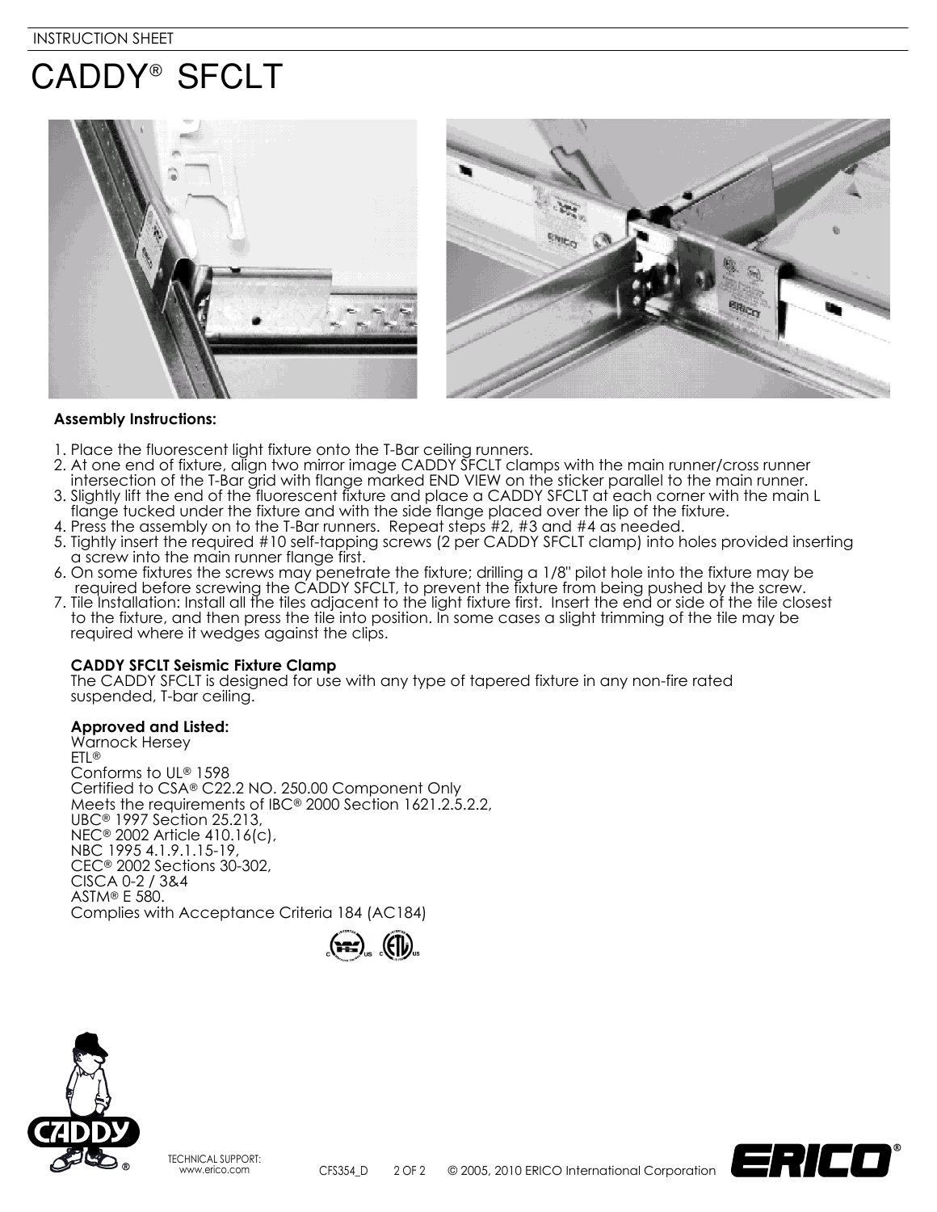# CADDY® SFCLT

**Assembly Instructions:**

1. Place the fluorescent light fixture onto the T-Bar ceiling runners.
2. At one end of fixture, align two mirror image CADDY SFCLT clamps with the main runner/cross runner intersection of the T-Bar grid with flange marked END VIEW on the sticker parallel to the main runner.
3. Slightly lift the end of the fluorescent fixture and place a CADDY SFCLT at each corner with the main L flange tucked under the fixture and with the side flange placed over the lip of the fixture.
4. Press the assembly on to the T-Bar runners. Repeat steps #2, #3 and #4 as needed.
5. Tightly insert the required #10 self-tapping screws (2 per CADDY SFCLT clamp) into holes provided inserting a screw into the main runner flange first.
6. On some fixtures the screws may penetrate the fixture; drilling a 1/8" pilot hole into the fixture may be required before screwing the CADDY SFCLT, to prevent the fixture from being pushed by the screw.
7. Tile Installation: Install all the tiles adjacent to the light fixture first. Insert the end or side of the tile closest to the fixture, and then press the tile into position. In some cases a slight trimming of the tile may be required where it wedges against the clips.

**CADDY SFCLT Seismic Fixture Clamp**
The CADDY SFCLT is designed for use with any type of tapered fixture in any non-fire rated suspended, T-bar ceiling.

**Approved and Listed:**
Warnock Hersey
ETL®
Conforms to UL® 1598
Certified to CSA® C22.2 NO. 250.00 Component Only
Meets the requirements of IBC® 2000 Section 1621.2.5.2.2,
UBC® 1997 Section 25.213,
NEC® 2002 Article 410.16(c),
NBC 1995 4.1.9.1.15-19,
CEC® 2002 Sections 30-302,
CISCA 0-2 / 3&4
ASTM® E 580.
Complies with Acceptance Criteria 184 (AC184)

TECHNICAL SUPPORT:
www.erico.com

CFS354_D © 2005, 2010 ERICO International Corporation